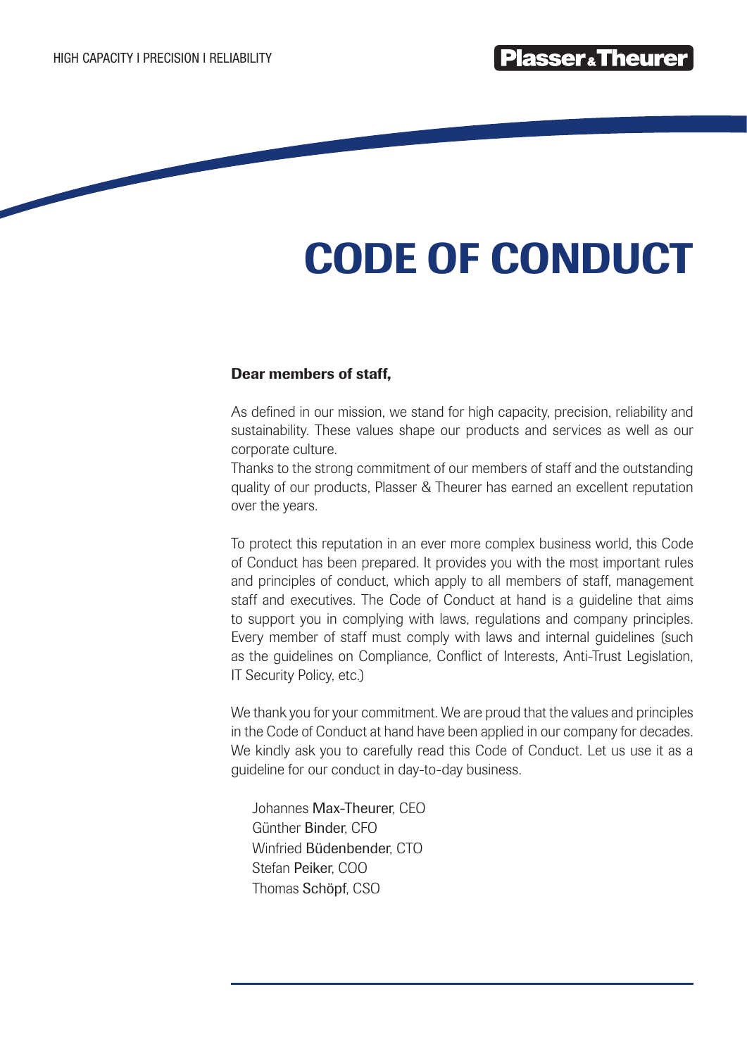# CODE OF CONDUCT

**Dear members of staff,**

As defined in our mission, we stand for high capacity, precision, reliability and sustainability. These values shape our products and services as well as our corporate culture.
Thanks to the strong commitment of our members of staff and the outstanding quality of our products, Plasser & Theurer has earned an excellent reputation over the years.

To protect this reputation in an ever more complex business world, this Code of Conduct has been prepared. It provides you with the most important rules and principles of conduct, which apply to all members of staff, management staff and executives. The Code of Conduct at hand is a guideline that aims to support you in complying with laws, regulations and company principles. Every member of staff must comply with laws and internal guidelines (such as the guidelines on Compliance, Conflict of Interests, Anti-Trust Legislation, IT Security Policy, etc.)

We thank you for your commitment. We are proud that the values and principles in the Code of Conduct at hand have been applied in our company for decades. We kindly ask you to carefully read this Code of Conduct. Let us use it as a guideline for our conduct in day-to-day business.

Johannes Max-Theurer, CEO
Günther Binder, CFO
Winfried Büdenbender, CTO
Stefan Peiker, COO
Thomas Schöpf, CSO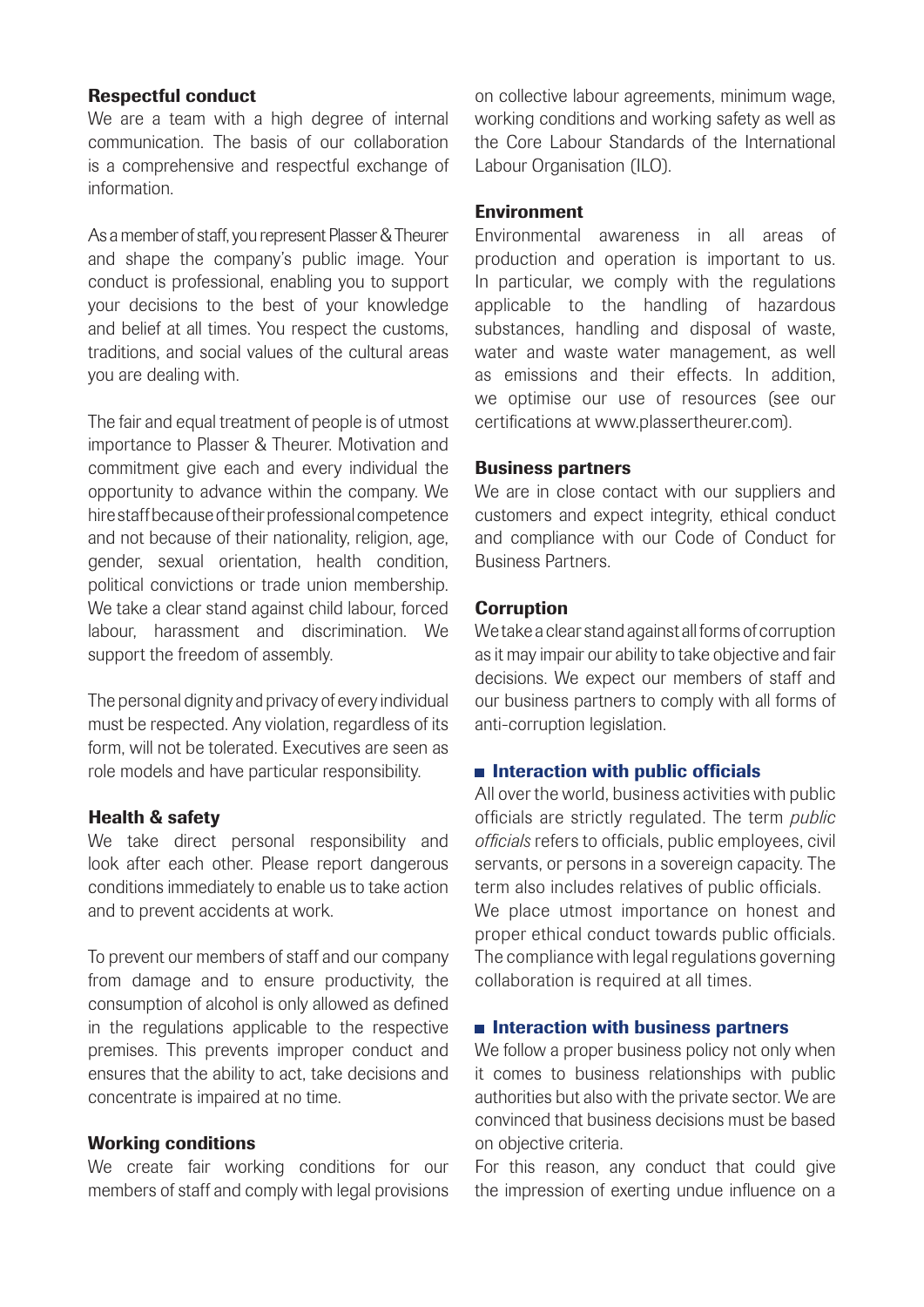### Respectful conduct

We are a team with a high degree of internal communication. The basis of our collaboration is a comprehensive and respectful exchange of information.

As a member of staff, you represent Plasser & Theurer and shape the company's public image. Your conduct is professional, enabling you to support your decisions to the best of your knowledge and belief at all times. You respect the customs, traditions, and social values of the cultural areas you are dealing with.

The fair and equal treatment of people is of utmost importance to Plasser & Theurer. Motivation and commitment give each and every individual the opportunity to advance within the company. We hire staff because of their professional competence and not because of their nationality, religion, age, gender, sexual orientation, health condition, political convictions or trade union membership. We take a clear stand against child labour, forced labour, harassment and discrimination. We support the freedom of assembly.

The personal dignity and privacy of every individual must be respected. Any violation, regardless of its form, will not be tolerated. Executives are seen as role models and have particular responsibility.

### Health & safety

We take direct personal responsibility and look after each other. Please report dangerous conditions immediately to enable us to take action and to prevent accidents at work.

To prevent our members of staff and our company from damage and to ensure productivity, the consumption of alcohol is only allowed as defined in the regulations applicable to the respective premises. This prevents improper conduct and ensures that the ability to act, take decisions and concentrate is impaired at no time.

### Working conditions

We create fair working conditions for our members of staff and comply with legal provisions on collective labour agreements, minimum wage, working conditions and working safety as well as the Core Labour Standards of the International Labour Organisation (ILO).

### Environment

Environmental awareness in all areas of production and operation is important to us. In particular, we comply with the regulations applicable to the handling of hazardous substances, handling and disposal of waste, water and waste water management, as well as emissions and their effects. In addition, we optimise our use of resources (see our certifications at www.plassertheurer.com).

### Business partners

We are in close contact with our suppliers and customers and expect integrity, ethical conduct and compliance with our Code of Conduct for Business Partners.

### Corruption

We take a clear stand against all forms of corruption as it may impair our ability to take objective and fair decisions. We expect our members of staff and our business partners to comply with all forms of anti-corruption legislation.

#### Interaction with public officials

All over the world, business activities with public officials are strictly regulated. The term *public officials* refers to officials, public employees, civil servants, or persons in a sovereign capacity. The term also includes relatives of public officials.

We place utmost importance on honest and proper ethical conduct towards public officials. The compliance with legal regulations governing collaboration is required at all times.

#### Interaction with business partners

We follow a proper business policy not only when it comes to business relationships with public authorities but also with the private sector. We are convinced that business decisions must be based on objective criteria.

For this reason, any conduct that could give the impression of exerting undue influence on a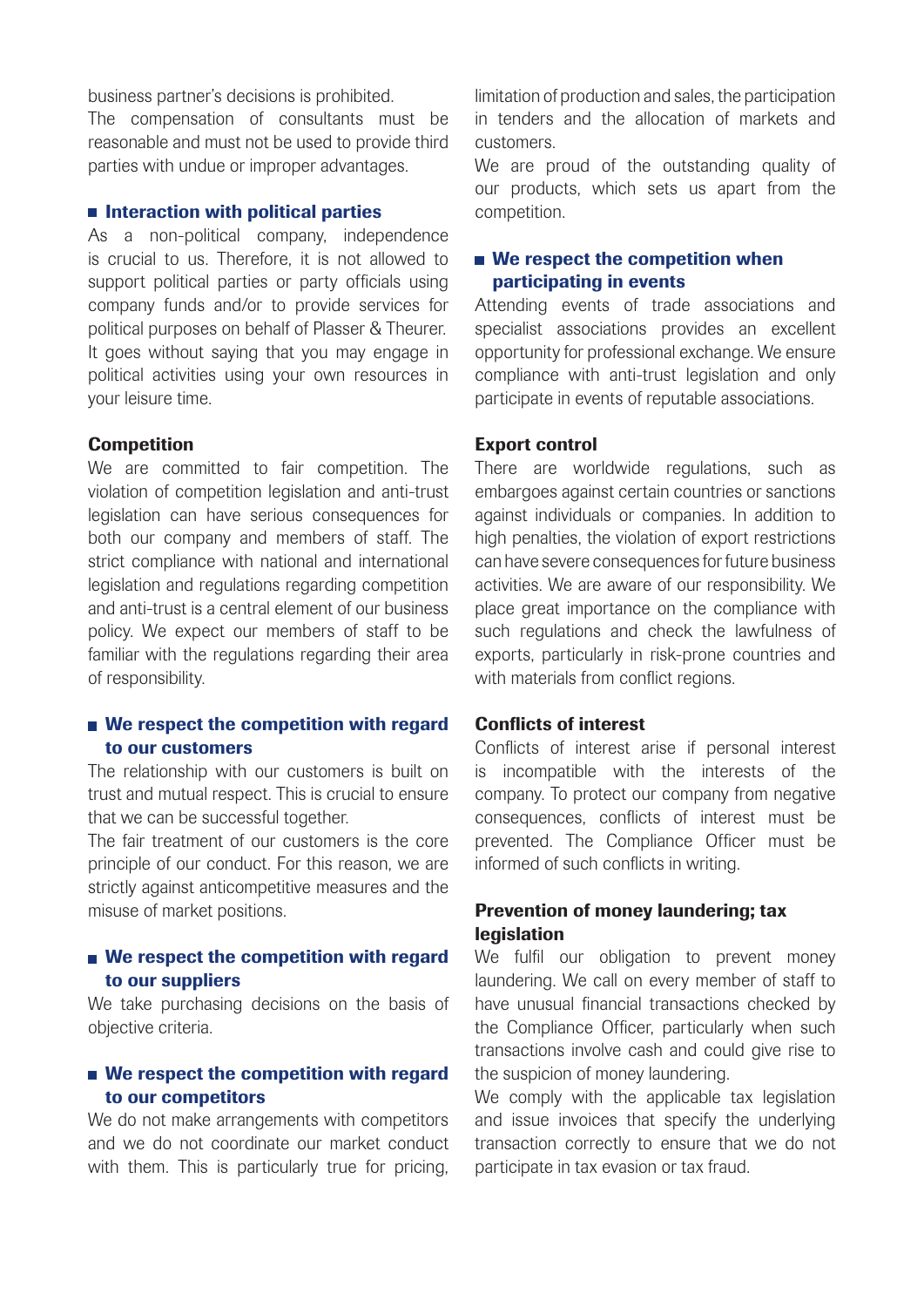business partner's decisions is prohibited.
The compensation of consultants must be reasonable and must not be used to provide third parties with undue or improper advantages.

### Interaction with political parties

As a non-political company, independence is crucial to us. Therefore, it is not allowed to support political parties or party officials using company funds and/or to provide services for political purposes on behalf of Plasser & Theurer. It goes without saying that you may engage in political activities using your own resources in your leisure time.

## Competition

We are committed to fair competition. The violation of competition legislation and anti-trust legislation can have serious consequences for both our company and members of staff. The strict compliance with national and international legislation and regulations regarding competition and anti-trust is a central element of our business policy. We expect our members of staff to be familiar with the regulations regarding their area of responsibility.

### We respect the competition with regard to our customers

The relationship with our customers is built on trust and mutual respect. This is crucial to ensure that we can be successful together.
The fair treatment of our customers is the core principle of our conduct. For this reason, we are strictly against anticompetitive measures and the misuse of market positions.

### We respect the competition with regard to our suppliers

We take purchasing decisions on the basis of objective criteria.

### We respect the competition with regard to our competitors

We do not make arrangements with competitors and we do not coordinate our market conduct with them. This is particularly true for pricing, limitation of production and sales, the participation in tenders and the allocation of markets and customers.
We are proud of the outstanding quality of our products, which sets us apart from the competition.

### We respect the competition when participating in events

Attending events of trade associations and specialist associations provides an excellent opportunity for professional exchange. We ensure compliance with anti-trust legislation and only participate in events of reputable associations.

## Export control

There are worldwide regulations, such as embargoes against certain countries or sanctions against individuals or companies. In addition to high penalties, the violation of export restrictions can have severe consequences for future business activities. We are aware of our responsibility. We place great importance on the compliance with such regulations and check the lawfulness of exports, particularly in risk-prone countries and with materials from conflict regions.

## Conflicts of interest

Conflicts of interest arise if personal interest is incompatible with the interests of the company. To protect our company from negative consequences, conflicts of interest must be prevented. The Compliance Officer must be informed of such conflicts in writing.

## Prevention of money laundering; tax legislation

We fulfil our obligation to prevent money laundering. We call on every member of staff to have unusual financial transactions checked by the Compliance Officer, particularly when such transactions involve cash and could give rise to the suspicion of money laundering.
We comply with the applicable tax legislation and issue invoices that specify the underlying transaction correctly to ensure that we do not participate in tax evasion or tax fraud.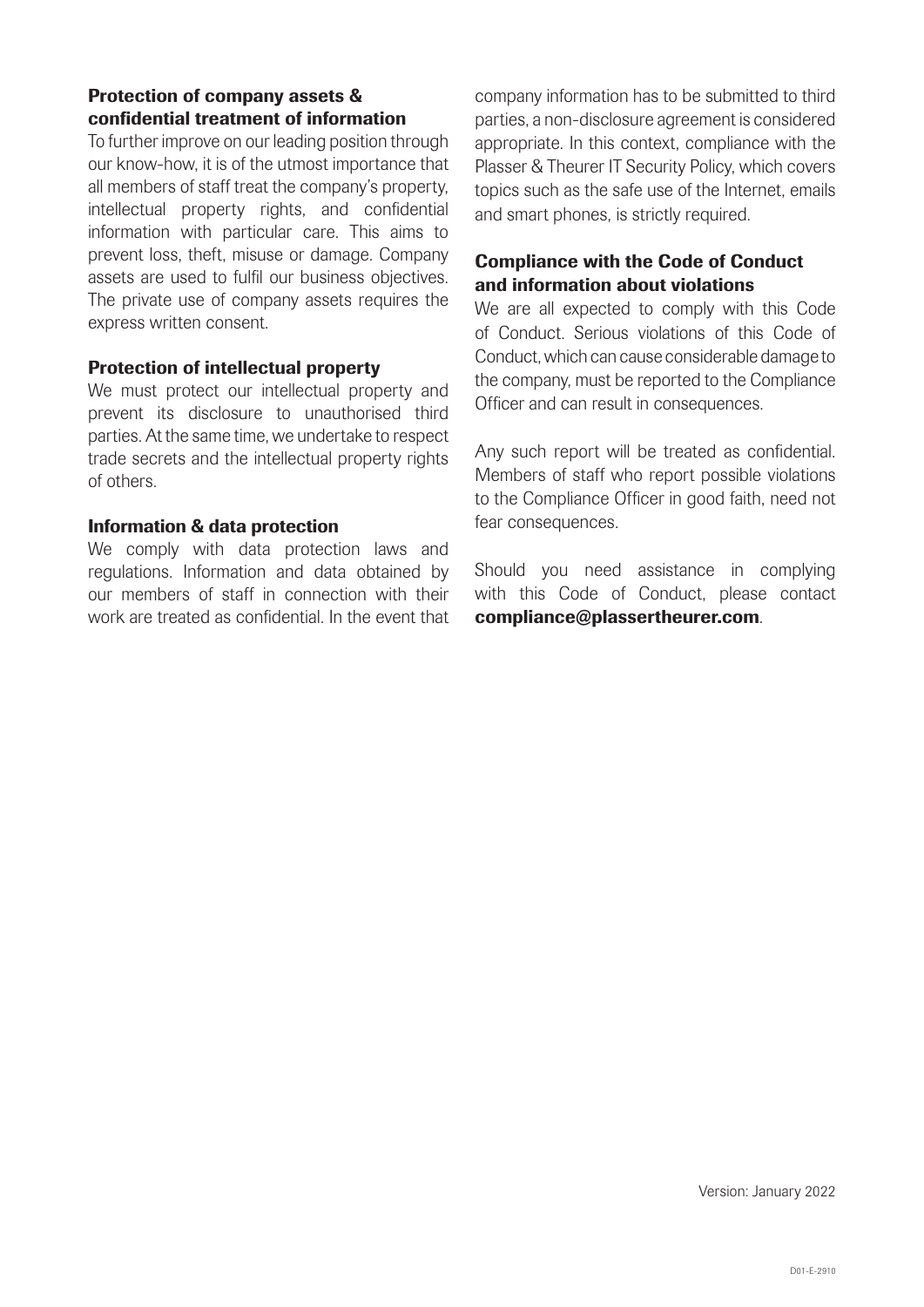## Protection of company assets & confidential treatment of information

To further improve on our leading position through our know-how, it is of the utmost importance that all members of staff treat the company's property, intellectual property rights, and confidential information with particular care. This aims to prevent loss, theft, misuse or damage. Company assets are used to fulfil our business objectives. The private use of company assets requires the express written consent.

## Protection of intellectual property

We must protect our intellectual property and prevent its disclosure to unauthorised third parties. At the same time, we undertake to respect trade secrets and the intellectual property rights of others.

## Information & data protection

We comply with data protection laws and regulations. Information and data obtained by our members of staff in connection with their work are treated as confidential. In the event that company information has to be submitted to third parties, a non-disclosure agreement is considered appropriate. In this context, compliance with the Plasser & Theurer IT Security Policy, which covers topics such as the safe use of the Internet, emails and smart phones, is strictly required.

## Compliance with the Code of Conduct and information about violations

We are all expected to comply with this Code of Conduct. Serious violations of this Code of Conduct, which can cause considerable damage to the company, must be reported to the Compliance Officer and can result in consequences.

Any such report will be treated as confidential. Members of staff who report possible violations to the Compliance Officer in good faith, need not fear consequences.

Should you need assistance in complying with this Code of Conduct, please contact **compliance@plassertheurer.com**.

Version: January 2022

D01-E-2910